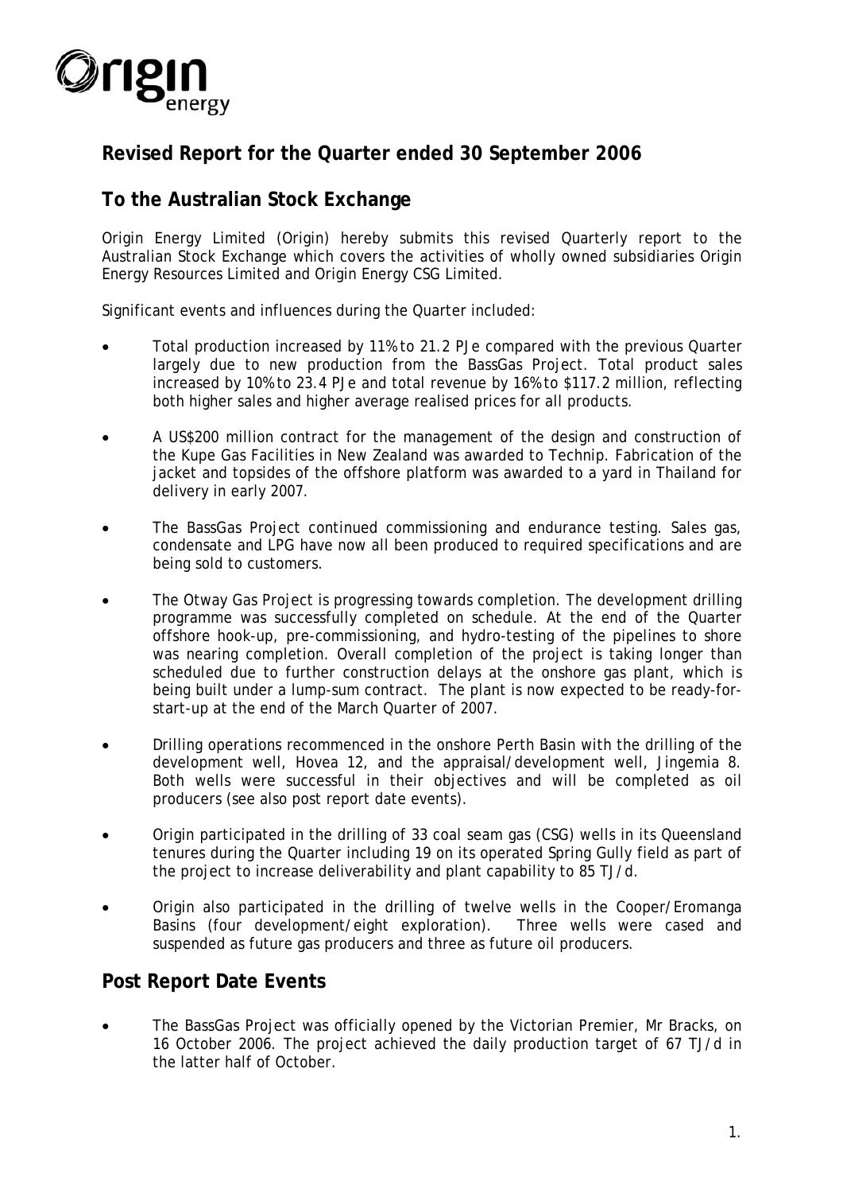Origin energy

# Revised Report for the Quarter ended 30 September 2006

## To the Australian Stock Exchange

Origin Energy Limited (Origin) hereby submits this revised Quarterly report to the Australian Stock Exchange which covers the activities of wholly owned subsidiaries Origin Energy Resources Limited and Origin Energy CSG Limited.

Significant events and influences during the Quarter included:

- Total production increased by 11% to 21.2 PJe compared with the previous Quarter largely due to new production from the BassGas Project. Total product sales increased by 10% to 23.4 PJe and total revenue by 16% to $117.2 million, reflecting both higher sales and higher average realised prices for all products.
- A US$200 million contract for the management of the design and construction of the Kupe Gas Facilities in New Zealand was awarded to Technip. Fabrication of the jacket and topsides of the offshore platform was awarded to a yard in Thailand for delivery in early 2007.
- The BassGas Project continued commissioning and endurance testing. Sales gas, condensate and LPG have now all been produced to required specifications and are being sold to customers.
- The Otway Gas Project is progressing towards completion. The development drilling programme was successfully completed on schedule. At the end of the Quarter offshore hook-up, pre-commissioning, and hydro-testing of the pipelines to shore was nearing completion. Overall completion of the project is taking longer than scheduled due to further construction delays at the onshore gas plant, which is being built under a lump-sum contract. The plant is now expected to be ready-for-start-up at the end of the March Quarter of 2007.
- Drilling operations recommenced in the onshore Perth Basin with the drilling of the development well, Hovea 12, and the appraisal/development well, Jingemia 8. Both wells were successful in their objectives and will be completed as oil producers (see also post report date events).
- Origin participated in the drilling of 33 coal seam gas (CSG) wells in its Queensland tenures during the Quarter including 19 on its operated Spring Gully field as part of the project to increase deliverability and plant capability to 85 TJ/d.
- Origin also participated in the drilling of twelve wells in the Cooper/Eromanga Basins (four development/eight exploration). Three wells were cased and suspended as future gas producers and three as future oil producers.

## Post Report Date Events

- The BassGas Project was officially opened by the Victorian Premier, Mr Bracks, on 16 October 2006. The project achieved the daily production target of 67 TJ/d in the latter half of October.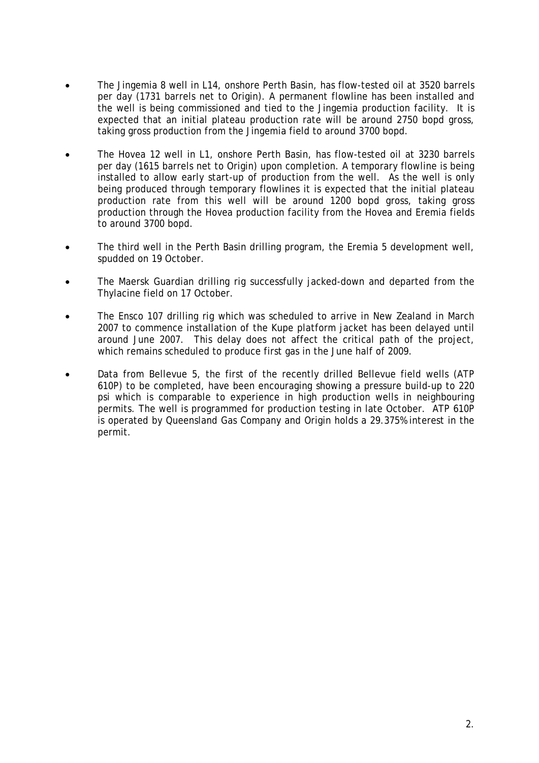- The Jingemia 8 well in L14, onshore Perth Basin, has flow-tested oil at 3520 barrels per day (1731 barrels net to Origin). A permanent flowline has been installed and the well is being commissioned and tied to the Jingemia production facility. It is expected that an initial plateau production rate will be around 2750 bopd gross, taking gross production from the Jingemia field to around 3700 bopd.

- The Hovea 12 well in L1, onshore Perth Basin, has flow-tested oil at 3230 barrels per day (1615 barrels net to Origin) upon completion. A temporary flowline is being installed to allow early start-up of production from the well. As the well is only being produced through temporary flowlines it is expected that the initial plateau production rate from this well will be around 1200 bopd gross, taking gross production through the Hovea production facility from the Hovea and Eremia fields to around 3700 bopd.

- The third well in the Perth Basin drilling program, the Eremia 5 development well, spudded on 19 October.

- The Maersk Guardian drilling rig successfully jacked-down and departed from the Thylacine field on 17 October.

- The Ensco 107 drilling rig which was scheduled to arrive in New Zealand in March 2007 to commence installation of the Kupe platform jacket has been delayed until around June 2007. This delay does not affect the critical path of the project, which remains scheduled to produce first gas in the June half of 2009.

- Data from Bellevue 5, the first of the recently drilled Bellevue field wells (ATP 610P) to be completed, have been encouraging showing a pressure build-up to 220 psi which is comparable to experience in high production wells in neighbouring permits. The well is programmed for production testing in late October. ATP 610P is operated by Queensland Gas Company and Origin holds a 29.375% interest in the permit.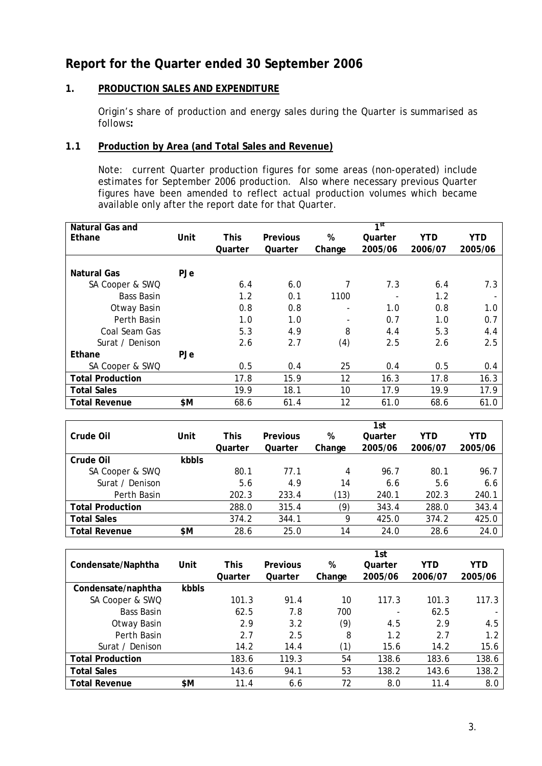# Report for the Quarter ended 30 September 2006

## 1. PRODUCTION SALES AND EXPENDITURE

Origin's share of production and energy sales during the Quarter is summarised as follows**:**

### 1.1 Production by Area (and Total Sales and Revenue)

Note: current Quarter production figures for some areas (non-operated) include estimates for September 2006 production. Also where necessary previous Quarter figures have been amended to reflect actual production volumes which became available only after the report date for that Quarter.

| Natural Gas and Ethane | Unit | This Quarter | Previous Quarter | % Change | 1st Quarter 2005/06 | YTD 2006/07 | YTD 2005/06 |
|---|---|---|---|---|---|---|---|
| **Natural Gas** | **PJe** | | | | | | |
| SA Cooper & SWQ | | 6.4 | 6.0 | 7 | 7.3 | 6.4 | 7.3 |
| Bass Basin | | 1.2 | 0.1 | 1100 | - | 1.2 | - |
| Otway Basin | | 0.8 | 0.8 | - | 1.0 | 0.8 | 1.0 |
| Perth Basin | | 1.0 | 1.0 | - | 0.7 | 1.0 | 0.7 |
| Coal Seam Gas | | 5.3 | 4.9 | 8 | 4.4 | 5.3 | 4.4 |
| Surat / Denison | | 2.6 | 2.7 | (4) | 2.5 | 2.6 | 2.5 |
| **Ethane** | **PJe** | | | | | | |
| SA Cooper & SWQ | | 0.5 | 0.4 | 25 | 0.4 | 0.5 | 0.4 |
| **Total Production** | | 17.8 | 15.9 | 12 | 16.3 | 17.8 | 16.3 |
| **Total Sales** | | 19.9 | 18.1 | 10 | 17.9 | 19.9 | 17.9 |
| **Total Revenue** | **$M** | 68.6 | 61.4 | 12 | 61.0 | 68.6 | 61.0 |

| Crude Oil | Unit | This Quarter | Previous Quarter | % Change | 1st Quarter 2005/06 | YTD 2006/07 | YTD 2005/06 |
|---|---|---|---|---|---|---|---|
| **Crude Oil** | **kbbls** | | | | | | |
| SA Cooper & SWQ | | 80.1 | 77.1 | 4 | 96.7 | 80.1 | 96.7 |
| Surat / Denison | | 5.6 | 4.9 | 14 | 6.6 | 5.6 | 6.6 |
| Perth Basin | | 202.3 | 233.4 | (13) | 240.1 | 202.3 | 240.1 |
| **Total Production** | | 288.0 | 315.4 | (9) | 343.4 | 288.0 | 343.4 |
| **Total Sales** | | 374.2 | 344.1 | 9 | 425.0 | 374.2 | 425.0 |
| **Total Revenue** | **$M** | 28.6 | 25.0 | 14 | 24.0 | 28.6 | 24.0 |

| Condensate/Naphtha | Unit | This Quarter | Previous Quarter | % Change | 1st Quarter 2005/06 | YTD 2006/07 | YTD 2005/06 |
|---|---|---|---|---|---|---|---|
| **Condensate/naphtha** | **kbbls** | | | | | | |
| SA Cooper & SWQ | | 101.3 | 91.4 | 10 | 117.3 | 101.3 | 117.3 |
| Bass Basin | | 62.5 | 7.8 | 700 | - | 62.5 | - |
| Otway Basin | | 2.9 | 3.2 | (9) | 4.5 | 2.9 | 4.5 |
| Perth Basin | | 2.7 | 2.5 | 8 | 1.2 | 2.7 | 1.2 |
| Surat / Denison | | 14.2 | 14.4 | (1) | 15.6 | 14.2 | 15.6 |
| **Total Production** | | 183.6 | 119.3 | 54 | 138.6 | 183.6 | 138.6 |
| **Total Sales** | | 143.6 | 94.1 | 53 | 138.2 | 143.6 | 138.2 |
| **Total Revenue** | **$M** | 11.4 | 6.6 | 72 | 8.0 | 11.4 | 8.0 |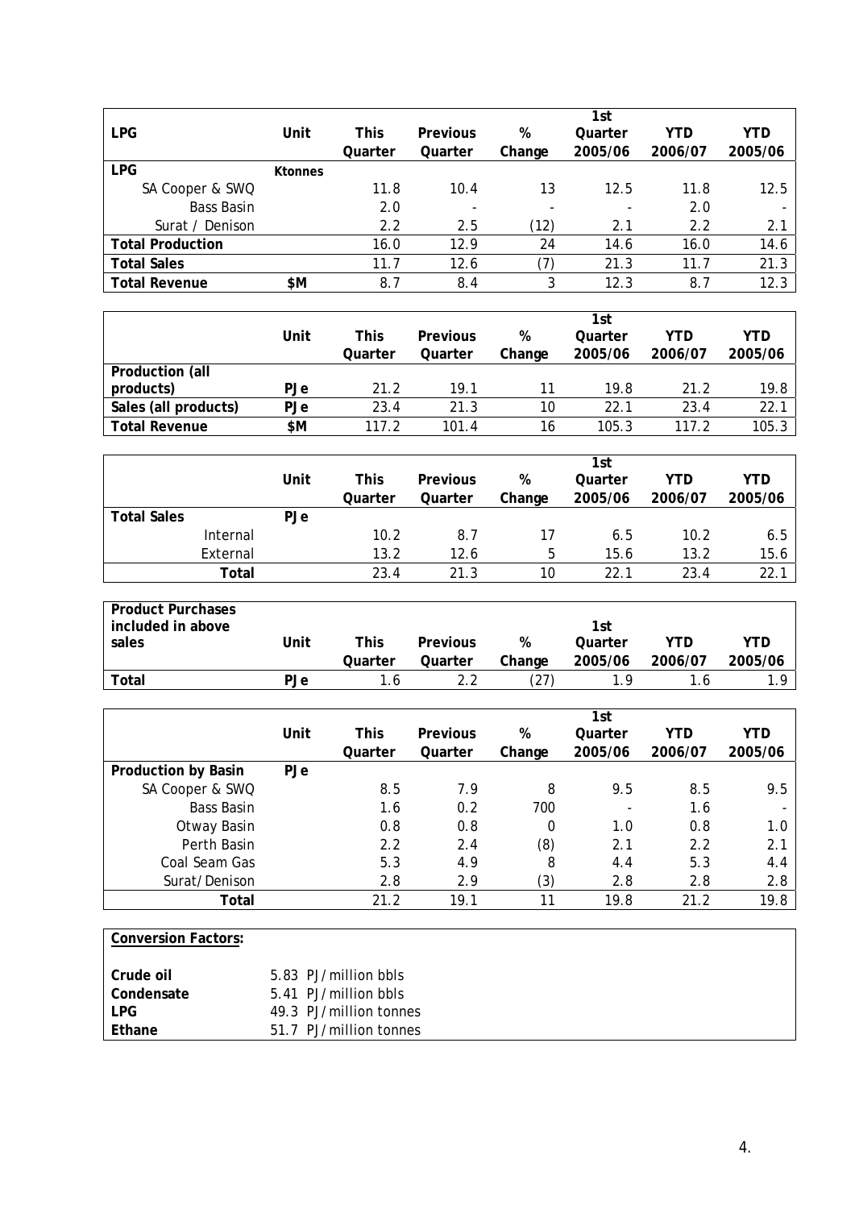| LPG | Unit | This Quarter | Previous Quarter | % Change | 1st Quarter 2005/06 | YTD 2006/07 | YTD 2005/06 |
|---|---|---|---|---|---|---|---|
| **LPG** | **Ktonnes** | | | | | | |
| SA Cooper & SWQ | | 11.8 | 10.4 | 13 | 12.5 | 11.8 | 12.5 |
| Bass Basin | | 2.0 | - | - | - | 2.0 | - |
| Surat / Denison | | 2.2 | 2.5 | (12) | 2.1 | 2.2 | 2.1 |
| **Total Production** | | 16.0 | 12.9 | 24 | 14.6 | 16.0 | 14.6 |
| **Total Sales** | | 11.7 | 12.6 | (7) | 21.3 | 11.7 | 21.3 |
| **Total Revenue** | **$M** | 8.7 | 8.4 | 3 | 12.3 | 8.7 | 12.3 |

| | Unit | This Quarter | Previous Quarter | % Change | 1st Quarter 2005/06 | YTD 2006/07 | YTD 2005/06 |
|---|---|---|---|---|---|---|---|
| **Production (all products)** | **PJe** | 21.2 | 19.1 | 11 | 19.8 | 21.2 | 19.8 |
| **Sales (all products)** | **PJe** | 23.4 | 21.3 | 10 | 22.1 | 23.4 | 22.1 |
| **Total Revenue** | **$M** | 117.2 | 101.4 | 16 | 105.3 | 117.2 | 105.3 |

| | Unit | This Quarter | Previous Quarter | % Change | 1st Quarter 2005/06 | YTD 2006/07 | YTD 2005/06 |
|---|---|---|---|---|---|---|---|
| **Total Sales** | **PJe** | | | | | | |
| Internal | | 10.2 | 8.7 | 17 | 6.5 | 10.2 | 6.5 |
| External | | 13.2 | 12.6 | 5 | 15.6 | 13.2 | 15.6 |
| **Total** | | 23.4 | 21.3 | 10 | 22.1 | 23.4 | 22.1 |

| Product Purchases included in above sales | Unit | This Quarter | Previous Quarter | % Change | 1st Quarter 2005/06 | YTD 2006/07 | YTD 2005/06 |
|---|---|---|---|---|---|---|---|
| **Total** | **PJe** | 1.6 | 2.2 | (27) | 1.9 | 1.6 | 1.9 |

| | Unit | This Quarter | Previous Quarter | % Change | 1st Quarter 2005/06 | YTD 2006/07 | YTD 2005/06 |
|---|---|---|---|---|---|---|---|
| **Production by Basin** | **PJe** | | | | | | |
| SA Cooper & SWQ | | 8.5 | 7.9 | 8 | 9.5 | 8.5 | 9.5 |
| Bass Basin | | 1.6 | 0.2 | 700 | - | 1.6 | - |
| Otway Basin | | 0.8 | 0.8 | 0 | 1.0 | 0.8 | 1.0 |
| Perth Basin | | 2.2 | 2.4 | (8) | 2.1 | 2.2 | 2.1 |
| Coal Seam Gas | | 5.3 | 4.9 | 8 | 4.4 | 5.3 | 4.4 |
| Surat/Denison | | 2.8 | 2.9 | (3) | 2.8 | 2.8 | 2.8 |
| **Total** | | 21.2 | 19.1 | 11 | 19.8 | 21.2 | 19.8 |

**Conversion Factors:**

| | |
|---|---|
| **Crude oil** | 5.83 PJ/million bbls |
| **Condensate** | 5.41 PJ/million bbls |
| **LPG** | 49.3 PJ/million tonnes |
| **Ethane** | 51.7 PJ/million tonnes |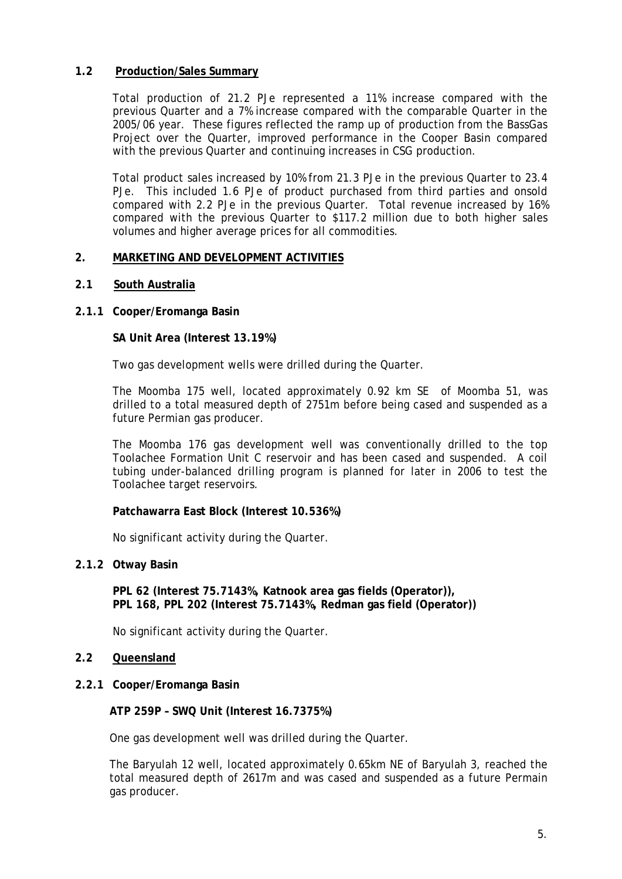### 1.2 Production/Sales Summary

Total production of 21.2 PJe represented a 11% increase compared with the previous Quarter and a 7% increase compared with the comparable Quarter in the 2005/06 year. These figures reflected the ramp up of production from the BassGas Project over the Quarter, improved performance in the Cooper Basin compared with the previous Quarter and continuing increases in CSG production.

Total product sales increased by 10% from 21.3 PJe in the previous Quarter to 23.4 PJe. This included 1.6 PJe of product purchased from third parties and onsold compared with 2.2 PJe in the previous Quarter. Total revenue increased by 16% compared with the previous Quarter to $117.2 million due to both higher sales volumes and higher average prices for all commodities.

## 2. MARKETING AND DEVELOPMENT ACTIVITIES

### 2.1 South Australia

#### 2.1.1 Cooper/Eromanga Basin

**SA Unit Area (Interest 13.19%)**

Two gas development wells were drilled during the Quarter.

The Moomba 175 well, located approximately 0.92 km SE of Moomba 51, was drilled to a total measured depth of 2751m before being cased and suspended as a future Permian gas producer.

The Moomba 176 gas development well was conventionally drilled to the top Toolachee Formation Unit C reservoir and has been cased and suspended. A coil tubing under-balanced drilling program is planned for later in 2006 to test the Toolachee target reservoirs.

**Patchawarra East Block (Interest 10.536%)**

No significant activity during the Quarter.

#### 2.1.2 Otway Basin

**PPL 62 (Interest 75.7143%, Katnook area gas fields (Operator)),**
**PPL 168, PPL 202 (Interest 75.7143%, Redman gas field (Operator))**

No significant activity during the Quarter.

### 2.2 Queensland

#### 2.2.1 Cooper/Eromanga Basin

**ATP 259P – SWQ Unit (Interest 16.7375%)**

One gas development well was drilled during the Quarter.

The Baryulah 12 well, located approximately 0.65km NE of Baryulah 3, reached the total measured depth of 2617m and was cased and suspended as a future Permain gas producer.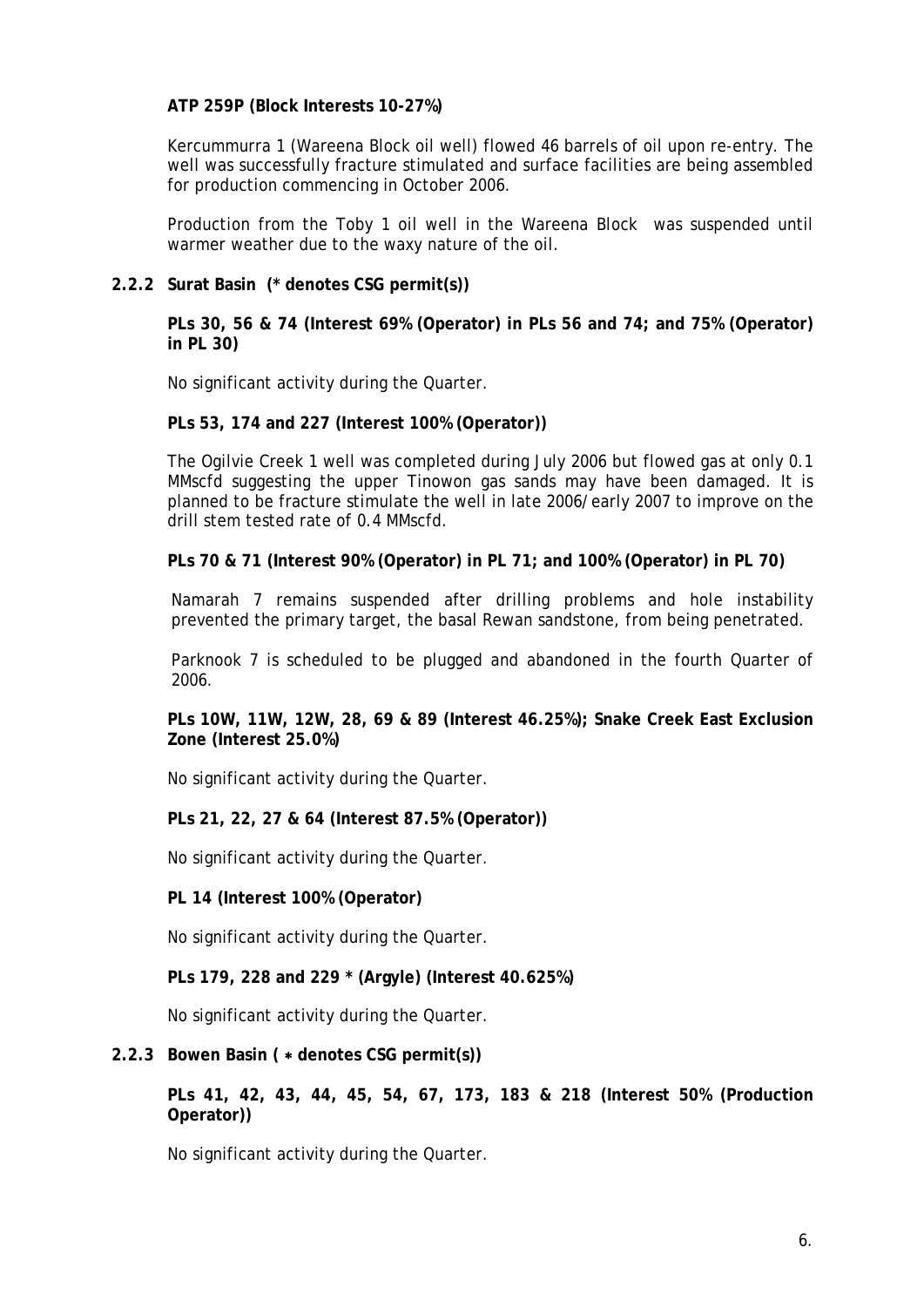**ATP 259P (Block Interests 10-27%)**

Kercummurra 1 (Wareena Block oil well) flowed 46 barrels of oil upon re-entry. The well was successfully fracture stimulated and surface facilities are being assembled for production commencing in October 2006.

Production from the Toby 1 oil well in the Wareena Block was suspended until warmer weather due to the waxy nature of the oil.

### 2.2.2 Surat Basin (* denotes CSG permit(s))

**PLs 30, 56 & 74 (Interest 69% (Operator) in PLs 56 and 74; and 75% (Operator) in PL 30)**

No significant activity during the Quarter.

**PLs 53, 174 and 227 (Interest 100% (Operator))**

The Ogilvie Creek 1 well was completed during July 2006 but flowed gas at only 0.1 MMscfd suggesting the upper Tinowon gas sands may have been damaged. It is planned to be fracture stimulate the well in late 2006/early 2007 to improve on the drill stem tested rate of 0.4 MMscfd.

**PLs 70 & 71 (Interest 90% (Operator) in PL 71; and 100% (Operator) in PL 70)**

Namarah 7 remains suspended after drilling problems and hole instability prevented the primary target, the basal Rewan sandstone, from being penetrated.

Parknook 7 is scheduled to be plugged and abandoned in the fourth Quarter of 2006.

**PLs 10W, 11W, 12W, 28, 69 & 89 (Interest 46.25%); Snake Creek East Exclusion Zone (Interest 25.0%)**

No significant activity during the Quarter.

**PLs 21, 22, 27 & 64 (Interest 87.5% (Operator))**

No significant activity during the Quarter.

**PL 14 (Interest 100% (Operator)**

No significant activity during the Quarter.

**PLs 179, 228 and 229 * (Argyle) (Interest 40.625%)**

No significant activity during the Quarter.

### 2.2.3 Bowen Basin ( ∗ denotes CSG permit(s))

**PLs 41, 42, 43, 44, 45, 54, 67, 173, 183 & 218 (Interest 50% (Production Operator))**

No significant activity during the Quarter.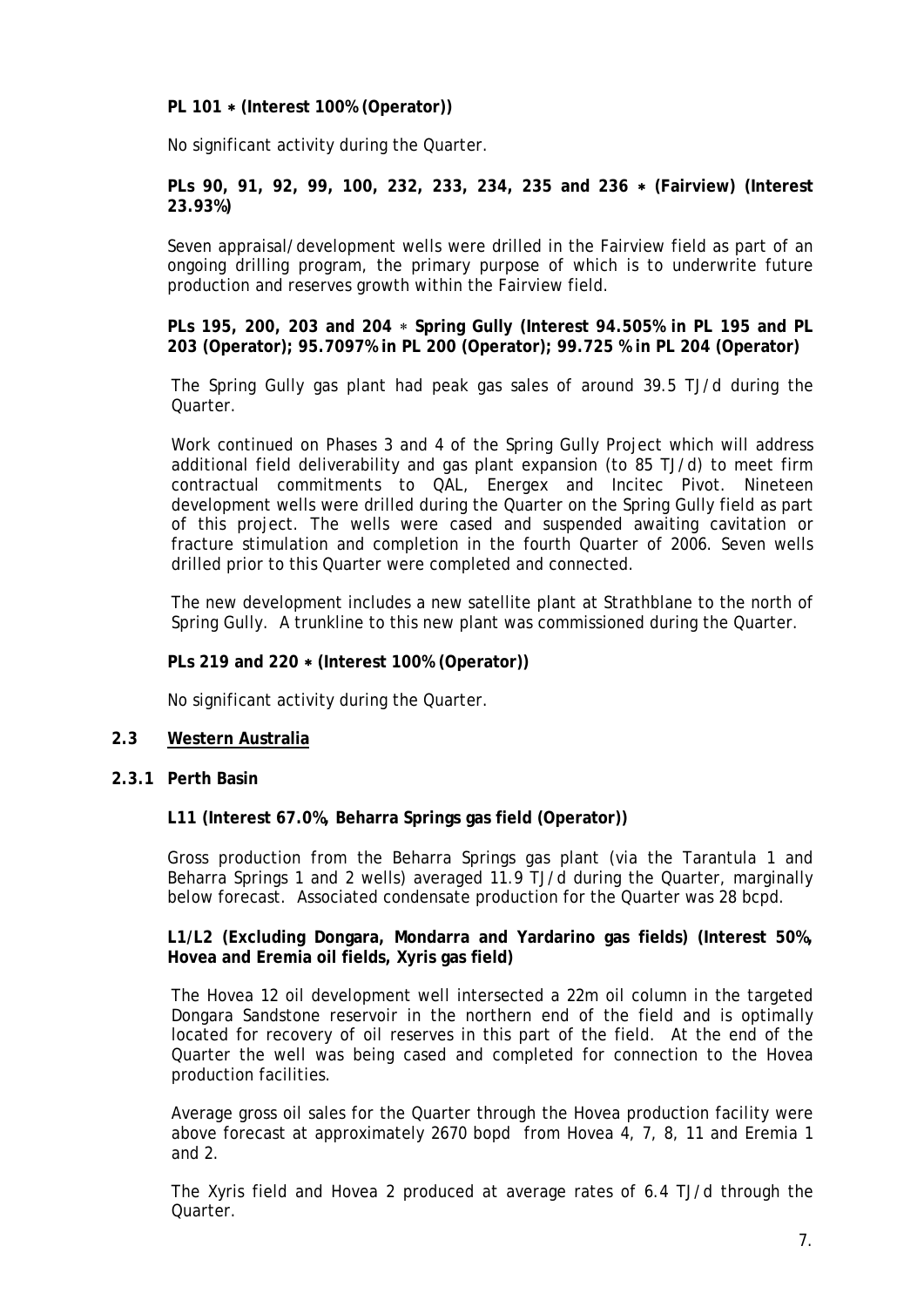**PL 101 ∗ (Interest 100% (Operator))**

No significant activity during the Quarter.

**PLs 90, 91, 92, 99, 100, 232, 233, 234, 235 and 236 ∗ (Fairview) (Interest 23.93%)**

Seven appraisal/development wells were drilled in the Fairview field as part of an ongoing drilling program, the primary purpose of which is to underwrite future production and reserves growth within the Fairview field.

**PLs 195, 200, 203 and 204 ∗ Spring Gully (Interest 94.505% in PL 195 and PL 203 (Operator); 95.7097% in PL 200 (Operator); 99.725 % in PL 204 (Operator)**

The Spring Gully gas plant had peak gas sales of around 39.5 TJ/d during the Quarter.

Work continued on Phases 3 and 4 of the Spring Gully Project which will address additional field deliverability and gas plant expansion (to 85 TJ/d) to meet firm contractual commitments to QAL, Energex and Incitec Pivot. Nineteen development wells were drilled during the Quarter on the Spring Gully field as part of this project. The wells were cased and suspended awaiting cavitation or fracture stimulation and completion in the fourth Quarter of 2006. Seven wells drilled prior to this Quarter were completed and connected.

The new development includes a new satellite plant at Strathblane to the north of Spring Gully. A trunkline to this new plant was commissioned during the Quarter.

**PLs 219 and 220 ∗ (Interest 100% (Operator))**

No significant activity during the Quarter.

## 2.3 Western Australia

### 2.3.1 Perth Basin

**L11 (Interest 67.0%, Beharra Springs gas field (Operator))**

Gross production from the Beharra Springs gas plant (via the Tarantula 1 and Beharra Springs 1 and 2 wells) averaged 11.9 TJ/d during the Quarter, marginally below forecast. Associated condensate production for the Quarter was 28 bcpd.

**L1/L2 (Excluding Dongara, Mondarra and Yardarino gas fields) (Interest 50%, Hovea and Eremia oil fields, Xyris gas field)**

The Hovea 12 oil development well intersected a 22m oil column in the targeted Dongara Sandstone reservoir in the northern end of the field and is optimally located for recovery of oil reserves in this part of the field. At the end of the Quarter the well was being cased and completed for connection to the Hovea production facilities.

Average gross oil sales for the Quarter through the Hovea production facility were above forecast at approximately 2670 bopd from Hovea 4, 7, 8, 11 and Eremia 1 and 2.

The Xyris field and Hovea 2 produced at average rates of 6.4 TJ/d through the Quarter.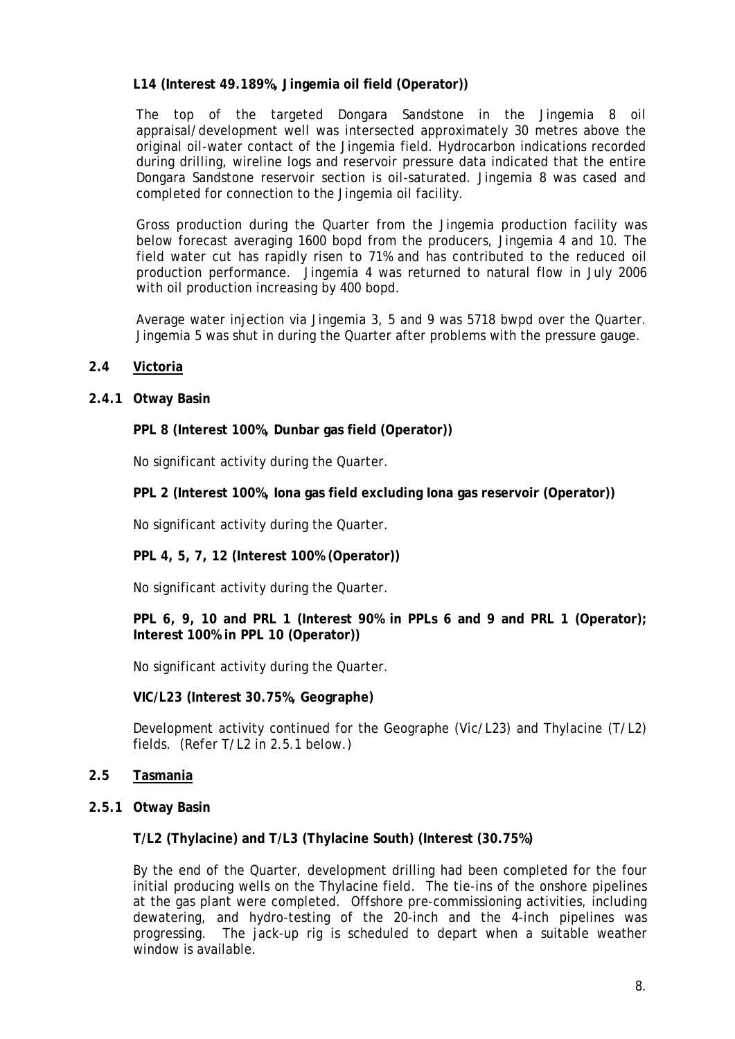**L14 (Interest 49.189%, Jingemia oil field (Operator))**

The top of the targeted Dongara Sandstone in the Jingemia 8 oil appraisal/development well was intersected approximately 30 metres above the original oil-water contact of the Jingemia field. Hydrocarbon indications recorded during drilling, wireline logs and reservoir pressure data indicated that the entire Dongara Sandstone reservoir section is oil-saturated. Jingemia 8 was cased and completed for connection to the Jingemia oil facility.

Gross production during the Quarter from the Jingemia production facility was below forecast averaging 1600 bopd from the producers, Jingemia 4 and 10. The field water cut has rapidly risen to 71% and has contributed to the reduced oil production performance. Jingemia 4 was returned to natural flow in July 2006 with oil production increasing by 400 bopd.

Average water injection via Jingemia 3, 5 and 9 was 5718 bwpd over the Quarter. Jingemia 5 was shut in during the Quarter after problems with the pressure gauge.

## 2.4 Victoria

### 2.4.1 Otway Basin

**PPL 8 (Interest 100%, Dunbar gas field (Operator))**

No significant activity during the Quarter.

**PPL 2 (Interest 100%, Iona gas field excluding Iona gas reservoir (Operator))**

No significant activity during the Quarter.

**PPL 4, 5, 7, 12 (Interest 100% (Operator))**

No significant activity during the Quarter.

**PPL 6, 9, 10 and PRL 1 (Interest 90% in PPLs 6 and 9 and PRL 1 (Operator); Interest 100% in PPL 10 (Operator))**

No significant activity during the Quarter.

**VIC/L23 (Interest 30.75%, Geographe)**

Development activity continued for the Geographe (Vic/L23) and Thylacine (T/L2) fields. (Refer T/L2 in 2.5.1 below.)

## 2.5 Tasmania

### 2.5.1 Otway Basin

**T/L2 (Thylacine) and T/L3 (Thylacine South) (Interest (30.75%)**

By the end of the Quarter, development drilling had been completed for the four initial producing wells on the Thylacine field. The tie-ins of the onshore pipelines at the gas plant were completed. Offshore pre-commissioning activities, including dewatering, and hydro-testing of the 20-inch and the 4-inch pipelines was progressing. The jack-up rig is scheduled to depart when a suitable weather window is available.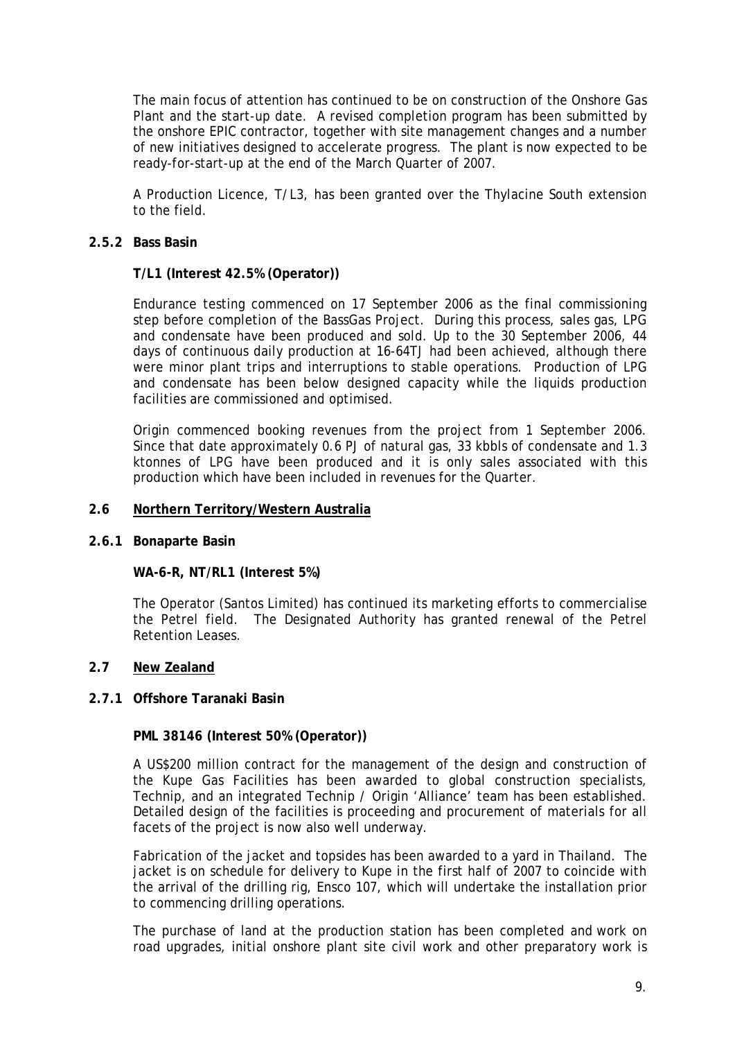The main focus of attention has continued to be on construction of the Onshore Gas Plant and the start-up date. A revised completion program has been submitted by the onshore EPIC contractor, together with site management changes and a number of new initiatives designed to accelerate progress. The plant is now expected to be ready-for-start-up at the end of the March Quarter of 2007.

A Production Licence, T/L3, has been granted over the Thylacine South extension to the field.

### 2.5.2 Bass Basin

**T/L1 (Interest 42.5% (Operator))**

Endurance testing commenced on 17 September 2006 as the final commissioning step before completion of the BassGas Project. During this process, sales gas, LPG and condensate have been produced and sold. Up to the 30 September 2006, 44 days of continuous daily production at 16-64TJ had been achieved, although there were minor plant trips and interruptions to stable operations. Production of LPG and condensate has been below designed capacity while the liquids production facilities are commissioned and optimised.

Origin commenced booking revenues from the project from 1 September 2006. Since that date approximately 0.6 PJ of natural gas, 33 kbbls of condensate and 1.3 ktonnes of LPG have been produced and it is only sales associated with this production which have been included in revenues for the Quarter.

## 2.6 Northern Territory/Western Australia

### 2.6.1 Bonaparte Basin

**WA-6-R, NT/RL1 (Interest 5%)**

The Operator (Santos Limited) has continued its marketing efforts to commercialise the Petrel field. The Designated Authority has granted renewal of the Petrel Retention Leases.

## 2.7 New Zealand

### 2.7.1 Offshore Taranaki Basin

**PML 38146 (Interest 50% (Operator))**

A US$200 million contract for the management of the design and construction of the Kupe Gas Facilities has been awarded to global construction specialists, Technip, and an integrated Technip / Origin 'Alliance' team has been established. Detailed design of the facilities is proceeding and procurement of materials for all facets of the project is now also well underway.

Fabrication of the jacket and topsides has been awarded to a yard in Thailand. The jacket is on schedule for delivery to Kupe in the first half of 2007 to coincide with the arrival of the drilling rig, Ensco 107, which will undertake the installation prior to commencing drilling operations.

The purchase of land at the production station has been completed and work on road upgrades, initial onshore plant site civil work and other preparatory work is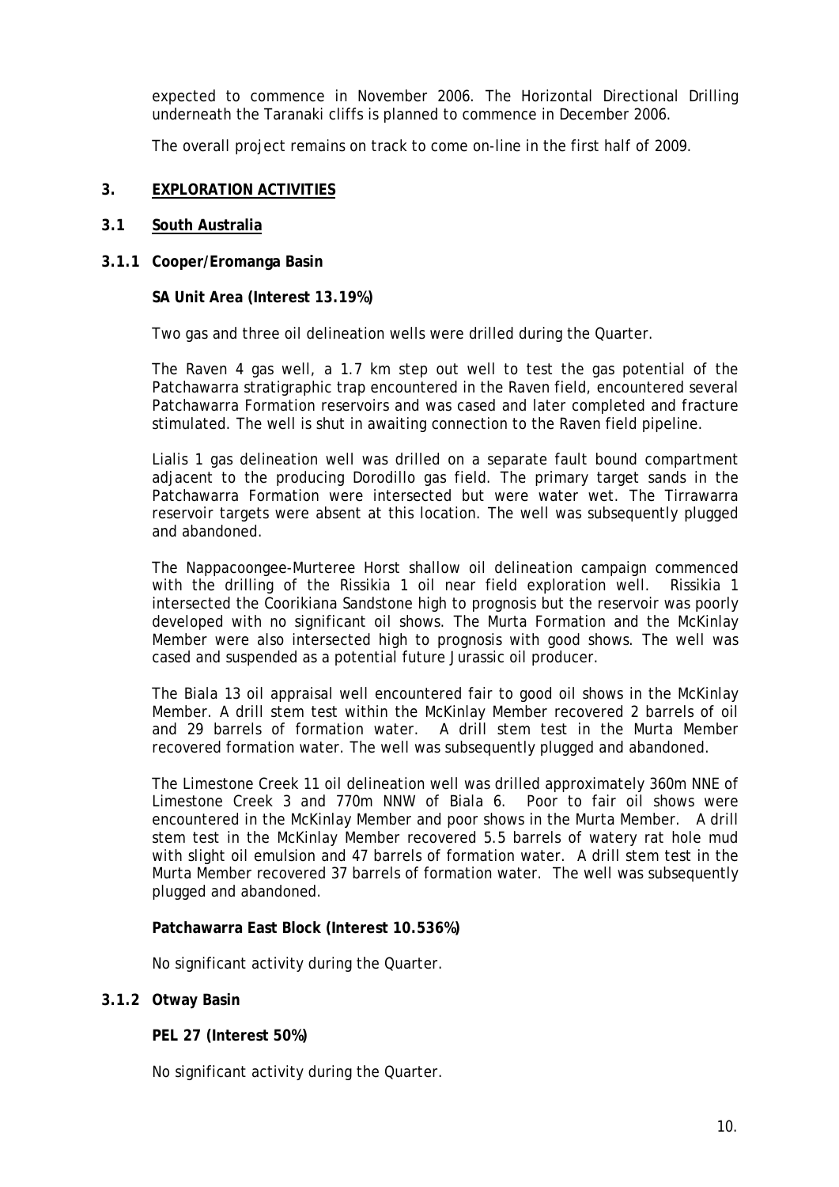expected to commence in November 2006. The Horizontal Directional Drilling underneath the Taranaki cliffs is planned to commence in December 2006.

The overall project remains on track to come on-line in the first half of 2009.

## 3. EXPLORATION ACTIVITIES

### 3.1 South Australia

#### 3.1.1 Cooper/Eromanga Basin

**SA Unit Area (Interest 13.19%)**

Two gas and three oil delineation wells were drilled during the Quarter.

The Raven 4 gas well, a 1.7 km step out well to test the gas potential of the Patchawarra stratigraphic trap encountered in the Raven field, encountered several Patchawarra Formation reservoirs and was cased and later completed and fracture stimulated. The well is shut in awaiting connection to the Raven field pipeline.

Lialis 1 gas delineation well was drilled on a separate fault bound compartment adjacent to the producing Dorodillo gas field. The primary target sands in the Patchawarra Formation were intersected but were water wet. The Tirrawarra reservoir targets were absent at this location. The well was subsequently plugged and abandoned.

The Nappacoongee-Murteree Horst shallow oil delineation campaign commenced with the drilling of the Rissikia 1 oil near field exploration well. Rissikia 1 intersected the Coorikiana Sandstone high to prognosis but the reservoir was poorly developed with no significant oil shows. The Murta Formation and the McKinlay Member were also intersected high to prognosis with good shows. The well was cased and suspended as a potential future Jurassic oil producer.

The Biala 13 oil appraisal well encountered fair to good oil shows in the McKinlay Member. A drill stem test within the McKinlay Member recovered 2 barrels of oil and 29 barrels of formation water. A drill stem test in the Murta Member recovered formation water. The well was subsequently plugged and abandoned.

The Limestone Creek 11 oil delineation well was drilled approximately 360m NNE of Limestone Creek 3 and 770m NNW of Biala 6. Poor to fair oil shows were encountered in the McKinlay Member and poor shows in the Murta Member. A drill stem test in the McKinlay Member recovered 5.5 barrels of watery rat hole mud with slight oil emulsion and 47 barrels of formation water. A drill stem test in the Murta Member recovered 37 barrels of formation water. The well was subsequently plugged and abandoned.

**Patchawarra East Block (Interest 10.536%)**

No significant activity during the Quarter.

#### 3.1.2 Otway Basin

**PEL 27 (Interest 50%)**

No significant activity during the Quarter.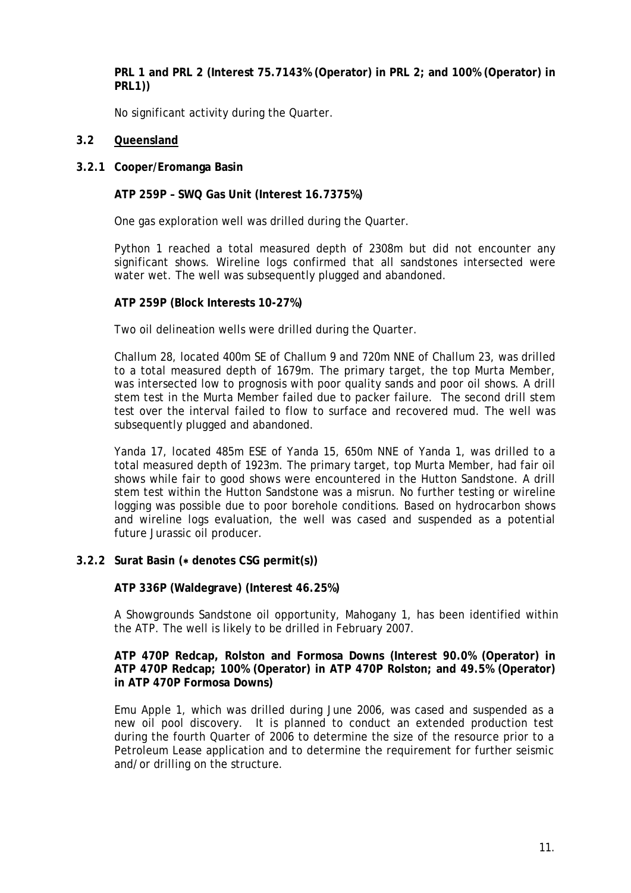**PRL 1 and PRL 2 (Interest 75.7143% (Operator) in PRL 2; and 100% (Operator) in PRL1))**

No significant activity during the Quarter.

## 3.2 Queensland

### 3.2.1 Cooper/Eromanga Basin

**ATP 259P – SWQ Gas Unit (Interest 16.7375%)**

One gas exploration well was drilled during the Quarter.

Python 1 reached a total measured depth of 2308m but did not encounter any significant shows. Wireline logs confirmed that all sandstones intersected were water wet. The well was subsequently plugged and abandoned.

**ATP 259P (Block Interests 10-27%)**

Two oil delineation wells were drilled during the Quarter.

Challum 28, located 400m SE of Challum 9 and 720m NNE of Challum 23, was drilled to a total measured depth of 1679m. The primary target, the top Murta Member, was intersected low to prognosis with poor quality sands and poor oil shows. A drill stem test in the Murta Member failed due to packer failure. The second drill stem test over the interval failed to flow to surface and recovered mud. The well was subsequently plugged and abandoned.

Yanda 17, located 485m ESE of Yanda 15, 650m NNE of Yanda 1, was drilled to a total measured depth of 1923m. The primary target, top Murta Member, had fair oil shows while fair to good shows were encountered in the Hutton Sandstone. A drill stem test within the Hutton Sandstone was a misrun. No further testing or wireline logging was possible due to poor borehole conditions. Based on hydrocarbon shows and wireline logs evaluation, the well was cased and suspended as a potential future Jurassic oil producer.

### 3.2.2 Surat Basin (∗ denotes CSG permit(s))

**ATP 336P (Waldegrave) (Interest 46.25%)**

A Showgrounds Sandstone oil opportunity, Mahogany 1, has been identified within the ATP. The well is likely to be drilled in February 2007.

**ATP 470P Redcap, Rolston and Formosa Downs (Interest 90.0% (Operator) in ATP 470P Redcap; 100% (Operator) in ATP 470P Rolston; and 49.5% (Operator) in ATP 470P Formosa Downs)**

Emu Apple 1, which was drilled during June 2006, was cased and suspended as a new oil pool discovery. It is planned to conduct an extended production test during the fourth Quarter of 2006 to determine the size of the resource prior to a Petroleum Lease application and to determine the requirement for further seismic and/or drilling on the structure.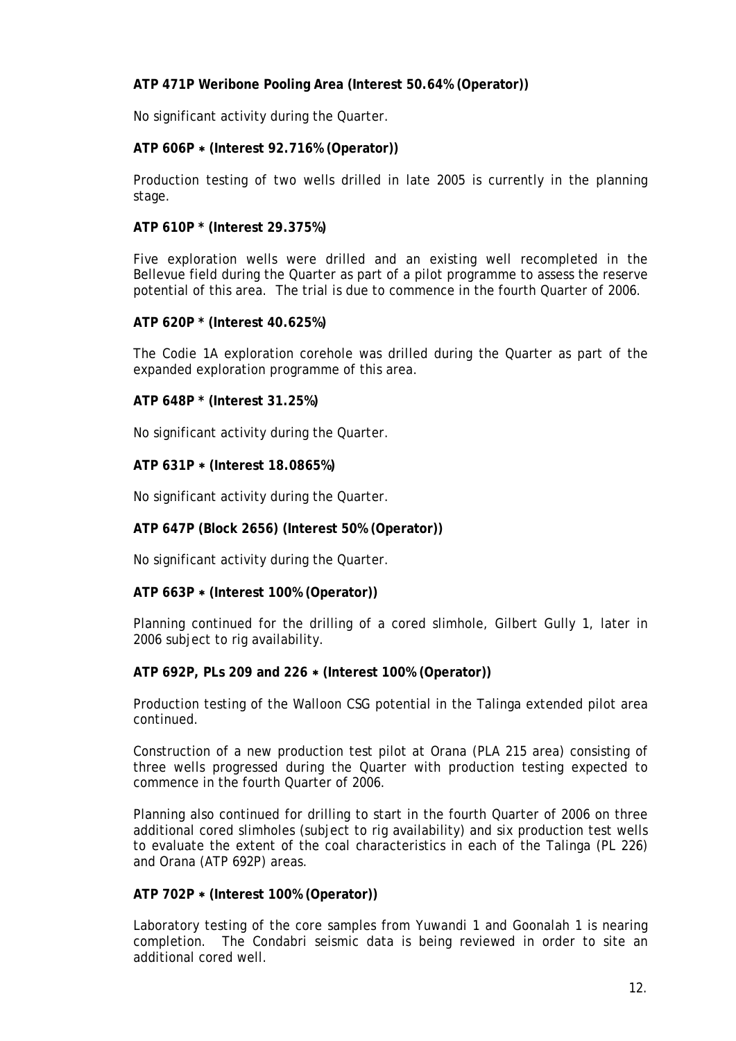**ATP 471P Weribone Pooling Area (Interest 50.64% (Operator))**

No significant activity during the Quarter.

**ATP 606P ∗ (Interest 92.716% (Operator))**

Production testing of two wells drilled in late 2005 is currently in the planning stage.

**ATP 610P * (Interest 29.375%)**

Five exploration wells were drilled and an existing well recompleted in the Bellevue field during the Quarter as part of a pilot programme to assess the reserve potential of this area. The trial is due to commence in the fourth Quarter of 2006.

**ATP 620P * (Interest 40.625%)**

The Codie 1A exploration corehole was drilled during the Quarter as part of the expanded exploration programme of this area.

**ATP 648P * (Interest 31.25%)**

No significant activity during the Quarter.

**ATP 631P ∗ (Interest 18.0865%)**

No significant activity during the Quarter.

**ATP 647P (Block 2656) (Interest 50% (Operator))**

No significant activity during the Quarter.

**ATP 663P ∗ (Interest 100% (Operator))**

Planning continued for the drilling of a cored slimhole, Gilbert Gully 1, later in 2006 subject to rig availability.

**ATP 692P, PLs 209 and 226 ∗ (Interest 100% (Operator))**

Production testing of the Walloon CSG potential in the Talinga extended pilot area continued.

Construction of a new production test pilot at Orana (PLA 215 area) consisting of three wells progressed during the Quarter with production testing expected to commence in the fourth Quarter of 2006.

Planning also continued for drilling to start in the fourth Quarter of 2006 on three additional cored slimholes (subject to rig availability) and six production test wells to evaluate the extent of the coal characteristics in each of the Talinga (PL 226) and Orana (ATP 692P) areas.

**ATP 702P ∗ (Interest 100% (Operator))**

Laboratory testing of the core samples from Yuwandi 1 and Goonalah 1 is nearing completion. The Condabri seismic data is being reviewed in order to site an additional cored well.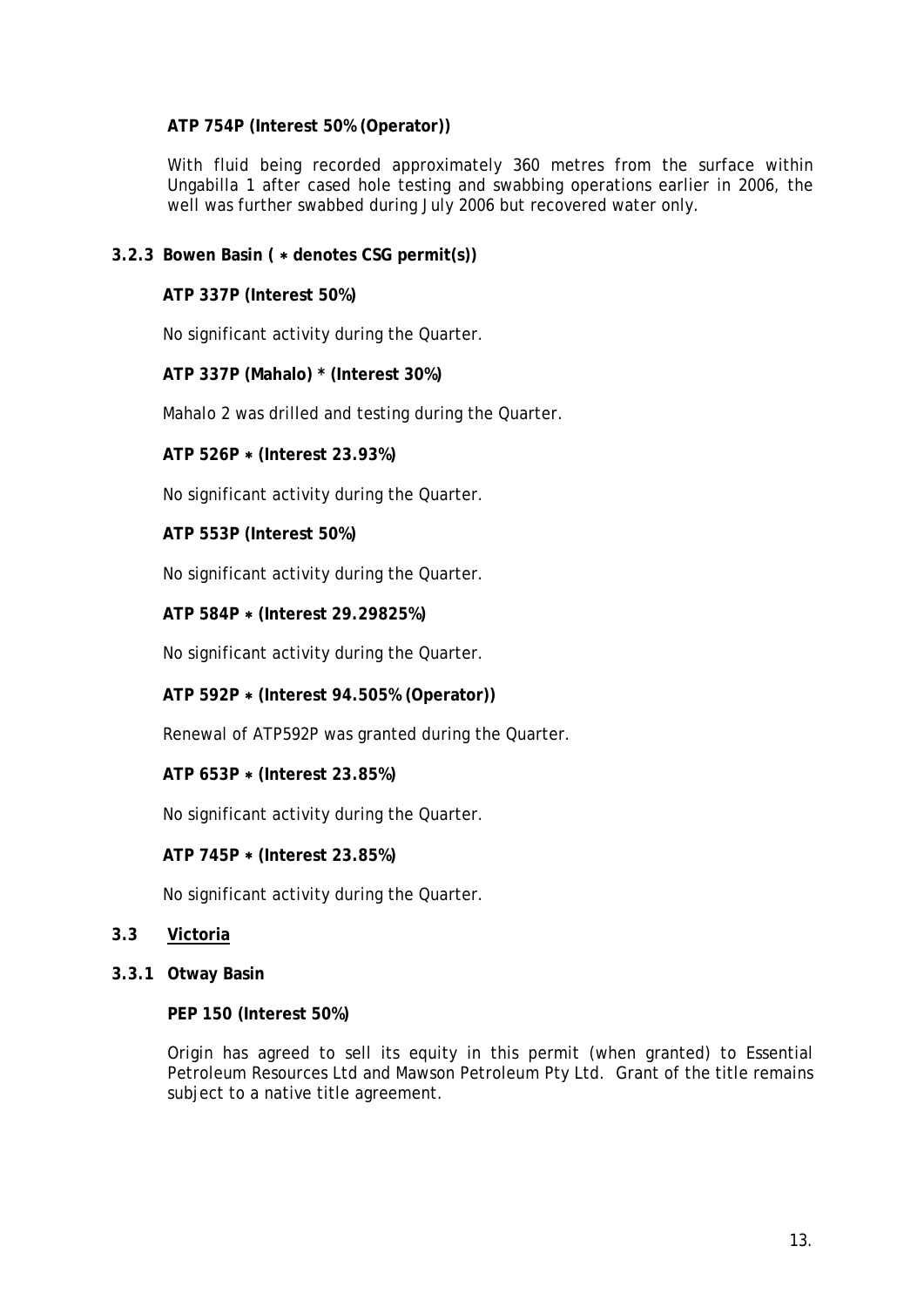**ATP 754P (Interest 50% (Operator))**

With fluid being recorded approximately 360 metres from the surface within Ungabilla 1 after cased hole testing and swabbing operations earlier in 2006, the well was further swabbed during July 2006 but recovered water only.

### 3.2.3 Bowen Basin ( ∗ denotes CSG permit(s))

**ATP 337P (Interest 50%)**

No significant activity during the Quarter.

**ATP 337P (Mahalo) * (Interest 30%)**

Mahalo 2 was drilled and testing during the Quarter.

**ATP 526P ∗ (Interest 23.93%)**

No significant activity during the Quarter.

**ATP 553P (Interest 50%)**

No significant activity during the Quarter.

**ATP 584P ∗ (Interest 29.29825%)**

No significant activity during the Quarter.

**ATP 592P ∗ (Interest 94.505% (Operator))**

Renewal of ATP592P was granted during the Quarter.

**ATP 653P ∗ (Interest 23.85%)**

No significant activity during the Quarter.

**ATP 745P ∗ (Interest 23.85%)**

No significant activity during the Quarter.

## 3.3 Victoria

### 3.3.1 Otway Basin

**PEP 150 (Interest 50%)**

Origin has agreed to sell its equity in this permit (when granted) to Essential Petroleum Resources Ltd and Mawson Petroleum Pty Ltd. Grant of the title remains subject to a native title agreement.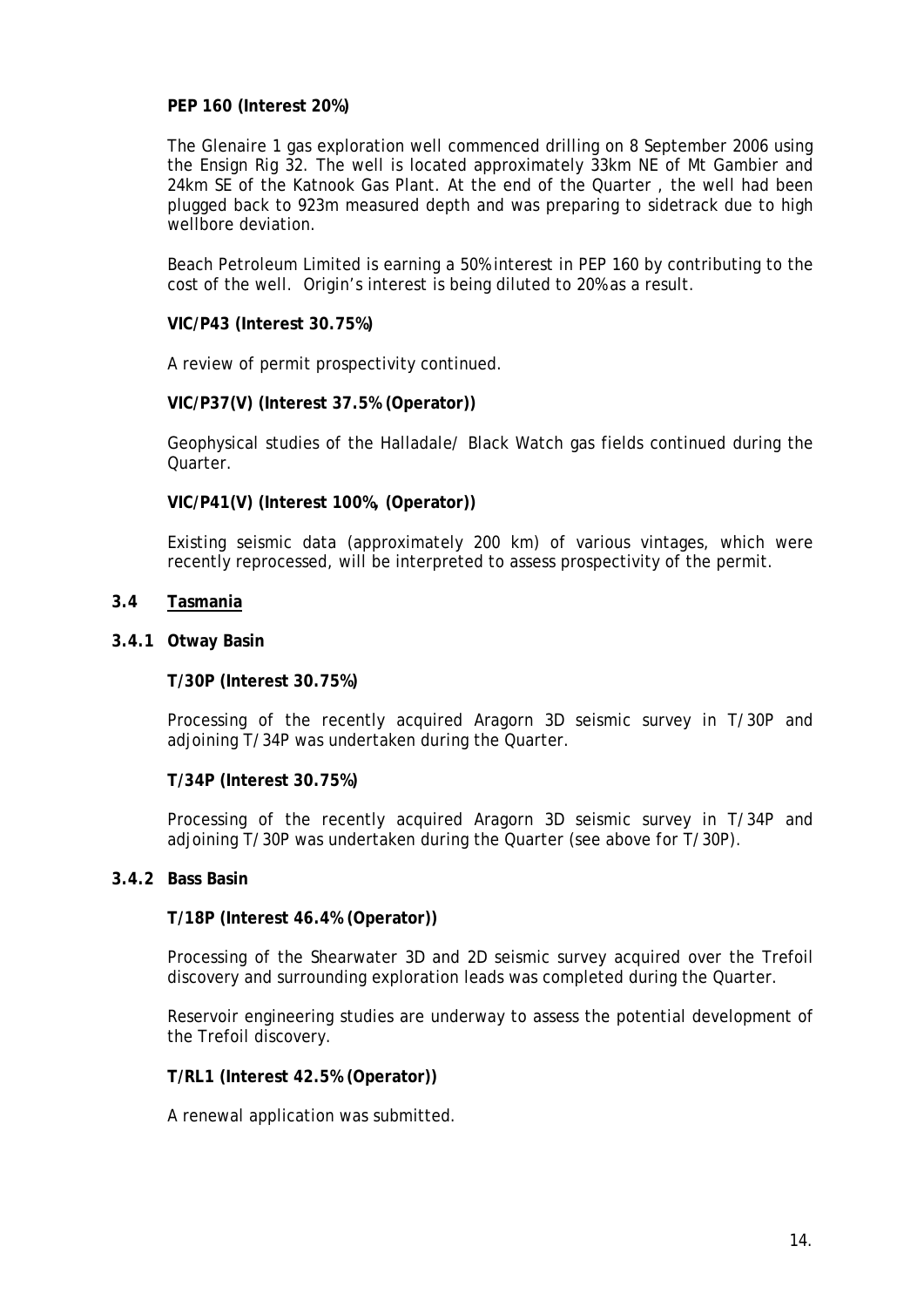**PEP 160 (Interest 20%)**

The Glenaire 1 gas exploration well commenced drilling on 8 September 2006 using the Ensign Rig 32. The well is located approximately 33km NE of Mt Gambier and 24km SE of the Katnook Gas Plant. At the end of the Quarter , the well had been plugged back to 923m measured depth and was preparing to sidetrack due to high wellbore deviation.

Beach Petroleum Limited is earning a 50% interest in PEP 160 by contributing to the cost of the well. Origin's interest is being diluted to 20% as a result.

**VIC/P43 (Interest 30.75%)**

A review of permit prospectivity continued.

**VIC/P37(V) (Interest 37.5% (Operator))**

Geophysical studies of the Halladale/ Black Watch gas fields continued during the Quarter.

**VIC/P41(V) (Interest 100%, (Operator))**

Existing seismic data (approximately 200 km) of various vintages, which were recently reprocessed, will be interpreted to assess prospectivity of the permit.

## 3.4 Tasmania

### 3.4.1 Otway Basin

**T/30P (Interest 30.75%)**

Processing of the recently acquired Aragorn 3D seismic survey in T/30P and adjoining T/34P was undertaken during the Quarter.

**T/34P (Interest 30.75%)**

Processing of the recently acquired Aragorn 3D seismic survey in T/34P and adjoining T/30P was undertaken during the Quarter (see above for T/30P).

### 3.4.2 Bass Basin

**T/18P (Interest 46.4% (Operator))**

Processing of the Shearwater 3D and 2D seismic survey acquired over the Trefoil discovery and surrounding exploration leads was completed during the Quarter.

Reservoir engineering studies are underway to assess the potential development of the Trefoil discovery.

**T/RL1 (Interest 42.5% (Operator))**

A renewal application was submitted.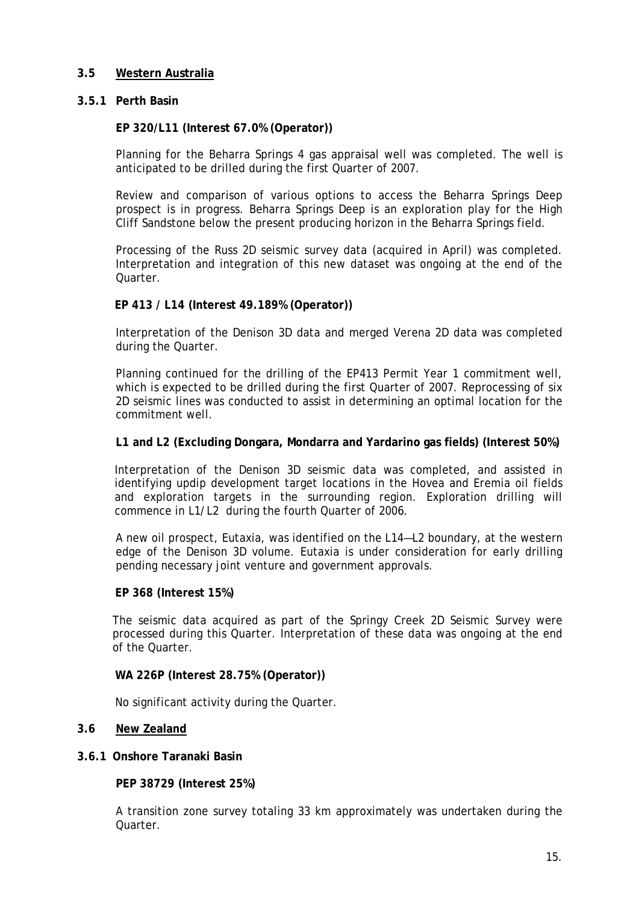## 3.5 Western Australia

### 3.5.1 Perth Basin

**EP 320/L11 (Interest 67.0% (Operator))**

Planning for the Beharra Springs 4 gas appraisal well was completed. The well is anticipated to be drilled during the first Quarter of 2007.

Review and comparison of various options to access the Beharra Springs Deep prospect is in progress. Beharra Springs Deep is an exploration play for the High Cliff Sandstone below the present producing horizon in the Beharra Springs field.

Processing of the Russ 2D seismic survey data (acquired in April) was completed. Interpretation and integration of this new dataset was ongoing at the end of the Quarter.

**EP 413 / L14 (Interest 49.189% (Operator))**

Interpretation of the Denison 3D data and merged Verena 2D data was completed during the Quarter.

Planning continued for the drilling of the EP413 Permit Year 1 commitment well, which is expected to be drilled during the first Quarter of 2007. Reprocessing of six 2D seismic lines was conducted to assist in determining an optimal location for the commitment well.

**L1 and L2 (Excluding Dongara, Mondarra and Yardarino gas fields) (Interest 50%)**

Interpretation of the Denison 3D seismic data was completed, and assisted in identifying updip development target locations in the Hovea and Eremia oil fields and exploration targets in the surrounding region. Exploration drilling will commence in L1/L2 during the fourth Quarter of 2006.

A new oil prospect, Eutaxia, was identified on the L14—L2 boundary, at the western edge of the Denison 3D volume. Eutaxia is under consideration for early drilling pending necessary joint venture and government approvals.

**EP 368 (Interest 15%)**

The seismic data acquired as part of the Springy Creek 2D Seismic Survey were processed during this Quarter. Interpretation of these data was ongoing at the end of the Quarter.

**WA 226P (Interest 28.75% (Operator))**

No significant activity during the Quarter.

## 3.6 New Zealand

### 3.6.1 Onshore Taranaki Basin

**PEP 38729 (Interest 25%)**

A transition zone survey totaling 33 km approximately was undertaken during the Quarter.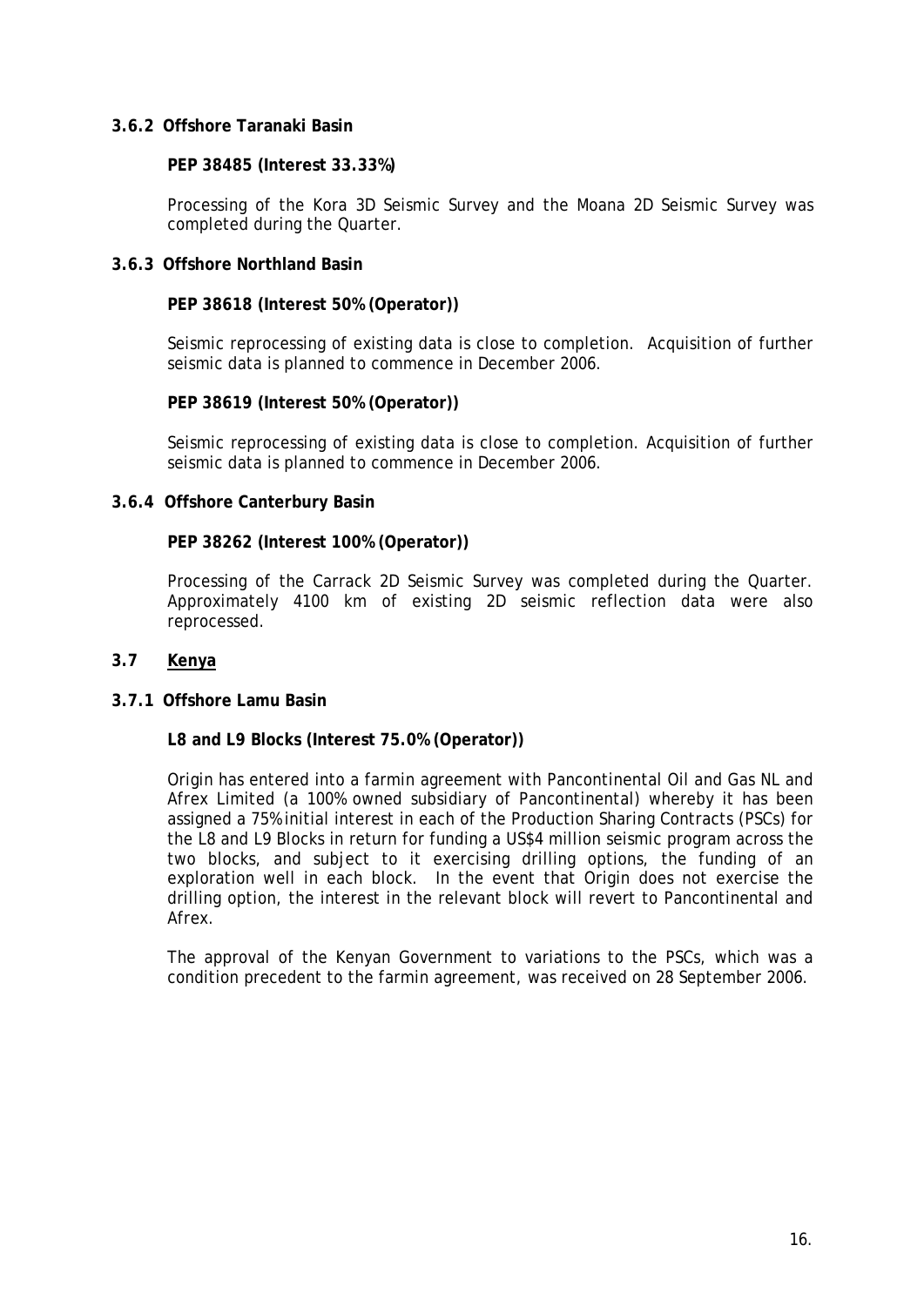### 3.6.2 Offshore Taranaki Basin

**PEP 38485 (Interest 33.33%)**

Processing of the Kora 3D Seismic Survey and the Moana 2D Seismic Survey was completed during the Quarter.

### 3.6.3 Offshore Northland Basin

**PEP 38618 (Interest 50% (Operator))**

Seismic reprocessing of existing data is close to completion. Acquisition of further seismic data is planned to commence in December 2006.

**PEP 38619 (Interest 50% (Operator))**

Seismic reprocessing of existing data is close to completion. Acquisition of further seismic data is planned to commence in December 2006.

### 3.6.4 Offshore Canterbury Basin

**PEP 38262 (Interest 100% (Operator))**

Processing of the Carrack 2D Seismic Survey was completed during the Quarter. Approximately 4100 km of existing 2D seismic reflection data were also reprocessed.

## 3.7 Kenya

### 3.7.1 Offshore Lamu Basin

**L8 and L9 Blocks (Interest 75.0% (Operator))**

Origin has entered into a farmin agreement with Pancontinental Oil and Gas NL and Afrex Limited (a 100% owned subsidiary of Pancontinental) whereby it has been assigned a 75% initial interest in each of the Production Sharing Contracts (PSCs) for the L8 and L9 Blocks in return for funding a US$4 million seismic program across the two blocks, and subject to it exercising drilling options, the funding of an exploration well in each block. In the event that Origin does not exercise the drilling option, the interest in the relevant block will revert to Pancontinental and Afrex.

The approval of the Kenyan Government to variations to the PSCs, which was a condition precedent to the farmin agreement, was received on 28 September 2006.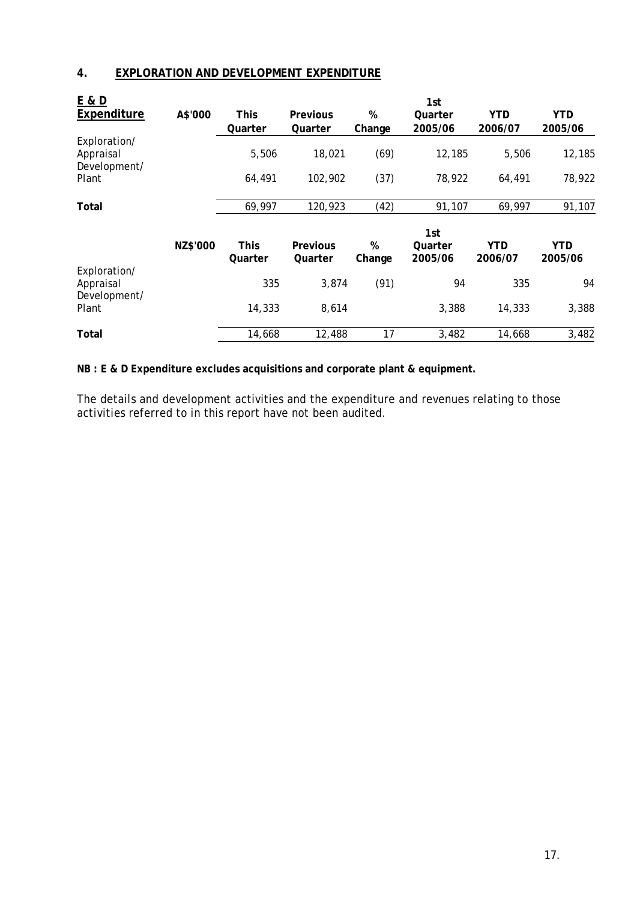## 4. EXPLORATION AND DEVELOPMENT EXPENDITURE

| E & D Expenditure | A$'000 | This Quarter | Previous Quarter | % Change | 1st Quarter 2005/06 | YTD 2006/07 | YTD 2005/06 |
|---|---|---|---|---|---|---|---|
| Exploration/ Appraisal | | 5,506 | 18,021 | (69) | 12,185 | 5,506 | 12,185 |
| Development/ Plant | | 64,491 | 102,902 | (37) | 78,922 | 64,491 | 78,922 |
| **Total** | | 69,997 | 120,923 | (42) | 91,107 | 69,997 | 91,107 |

| | NZ$'000 | This Quarter | Previous Quarter | % Change | 1st Quarter 2005/06 | YTD 2006/07 | YTD 2005/06 |
|---|---|---|---|---|---|---|---|
| Exploration/ Appraisal | | 335 | 3,874 | (91) | 94 | 335 | 94 |
| Development/ Plant | | 14,333 | 8,614 | | 3,388 | 14,333 | 3,388 |
| **Total** | | 14,668 | 12,488 | 17 | 3,482 | 14,668 | 3,482 |

**NB : E & D Expenditure excludes acquisitions and corporate plant & equipment.**

The details and development activities and the expenditure and revenues relating to those activities referred to in this report have not been audited.